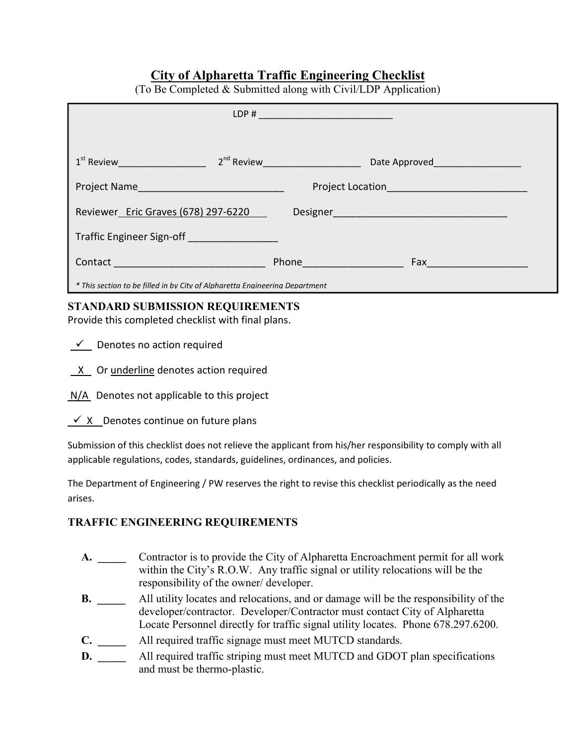# City of Alpharetta Traffic Engineering Checklist

(To Be Completed & Submitted along with Civil/LDP Application)

LDP # ________________________

1st Review________________ 2nd Review__________________ Date Approved________________

Project Name__________________________ Project Location_________________________

Reviewer Eric Graves (678) 297-6220 Designer_______________________________

Traffic Engineer Sign-off _______________

Contact ___________________________ Phone_________________ Fax_________________

*\* This section to be filled in by City of Alpharetta Engineering Department*

## STANDARD SUBMISSION REQUIREMENTS

Provide this completed checklist with final plans.

✓ Denotes no action required

X Or underline denotes action required

N/A Denotes not applicable to this project

✓ X Denotes continue on future plans

Submission of this checklist does not relieve the applicant from his/her responsibility to comply with all applicable regulations, codes, standards, guidelines, ordinances, and policies.

The Department of Engineering / PW reserves the right to revise this checklist periodically as the need arises.

## TRAFFIC ENGINEERING REQUIREMENTS

**A.** _____ Contractor is to provide the City of Alpharetta Encroachment permit for all work within the City's R.O.W. Any traffic signal or utility relocations will be the responsibility of the owner/ developer.

**B.** _____ All utility locates and relocations, and or damage will be the responsibility of the developer/contractor. Developer/Contractor must contact City of Alpharetta Locate Personnel directly for traffic signal utility locates. Phone 678.297.6200.

**C.** _____ All required traffic signage must meet MUTCD standards.

**D.** _____ All required traffic striping must meet MUTCD and GDOT plan specifications and must be thermo-plastic.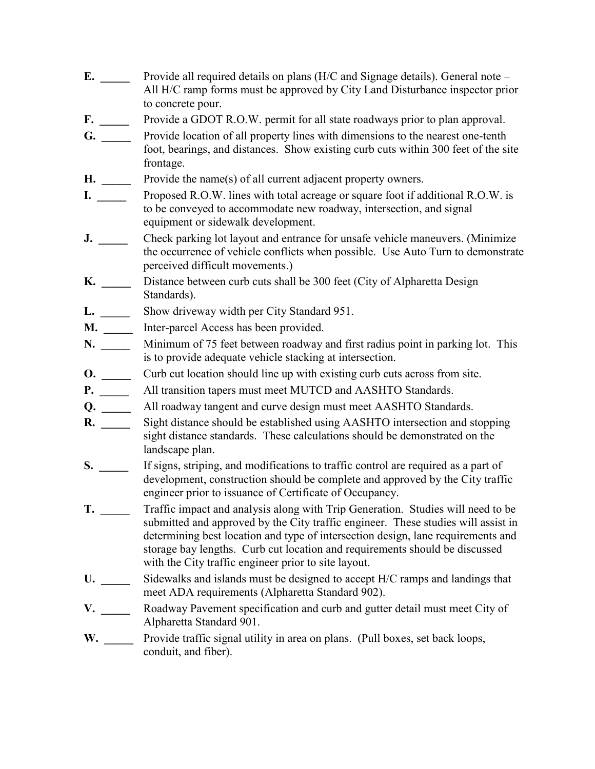**E.** _____ Provide all required details on plans (H/C and Signage details). General note – All H/C ramp forms must be approved by City Land Disturbance inspector prior to concrete pour.

**F.** _____ Provide a GDOT R.O.W. permit for all state roadways prior to plan approval.

**G.** _____ Provide location of all property lines with dimensions to the nearest one-tenth foot, bearings, and distances. Show existing curb cuts within 300 feet of the site frontage.

**H.** _____ Provide the name(s) of all current adjacent property owners.

**I.** _____ Proposed R.O.W. lines with total acreage or square foot if additional R.O.W. is to be conveyed to accommodate new roadway, intersection, and signal equipment or sidewalk development.

**J.** _____ Check parking lot layout and entrance for unsafe vehicle maneuvers. (Minimize the occurrence of vehicle conflicts when possible. Use Auto Turn to demonstrate perceived difficult movements.)

**K.** _____ Distance between curb cuts shall be 300 feet (City of Alpharetta Design Standards).

**L.** _____ Show driveway width per City Standard 951.

**M.** _____ Inter-parcel Access has been provided.

**N.** _____ Minimum of 75 feet between roadway and first radius point in parking lot. This is to provide adequate vehicle stacking at intersection.

**O.** _____ Curb cut location should line up with existing curb cuts across from site.

**P.** _____ All transition tapers must meet MUTCD and AASHTO Standards.

**Q.** _____ All roadway tangent and curve design must meet AASHTO Standards.

**R.** _____ Sight distance should be established using AASHTO intersection and stopping sight distance standards. These calculations should be demonstrated on the landscape plan.

**S.** _____ If signs, striping, and modifications to traffic control are required as a part of development, construction should be complete and approved by the City traffic engineer prior to issuance of Certificate of Occupancy.

**T.** _____ Traffic impact and analysis along with Trip Generation. Studies will need to be submitted and approved by the City traffic engineer. These studies will assist in determining best location and type of intersection design, lane requirements and storage bay lengths. Curb cut location and requirements should be discussed with the City traffic engineer prior to site layout.

**U.** _____ Sidewalks and islands must be designed to accept H/C ramps and landings that meet ADA requirements (Alpharetta Standard 902).

**V.** _____ Roadway Pavement specification and curb and gutter detail must meet City of Alpharetta Standard 901.

**W.** _____ Provide traffic signal utility in area on plans. (Pull boxes, set back loops, conduit, and fiber).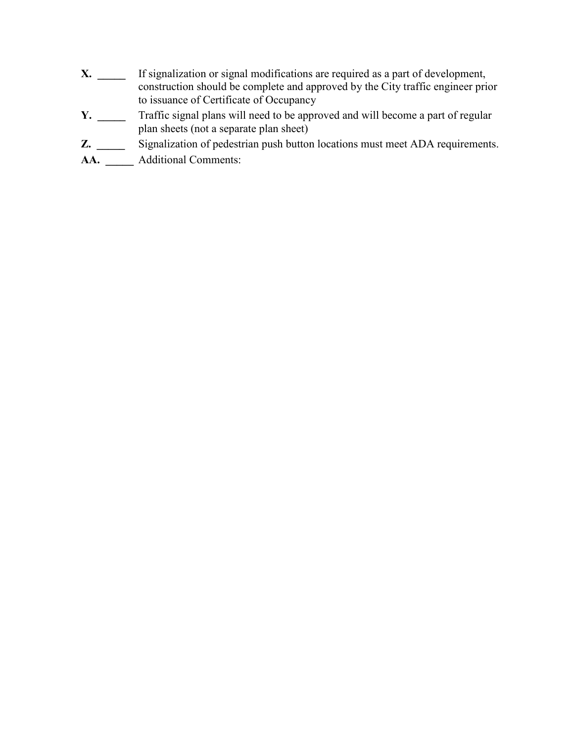**X.** _____ If signalization or signal modifications are required as a part of development, construction should be complete and approved by the City traffic engineer prior to issuance of Certificate of Occupancy

**Y.** _____ Traffic signal plans will need to be approved and will become a part of regular plan sheets (not a separate plan sheet)

**Z.** _____ Signalization of pedestrian push button locations must meet ADA requirements.

**AA.** _____ Additional Comments: